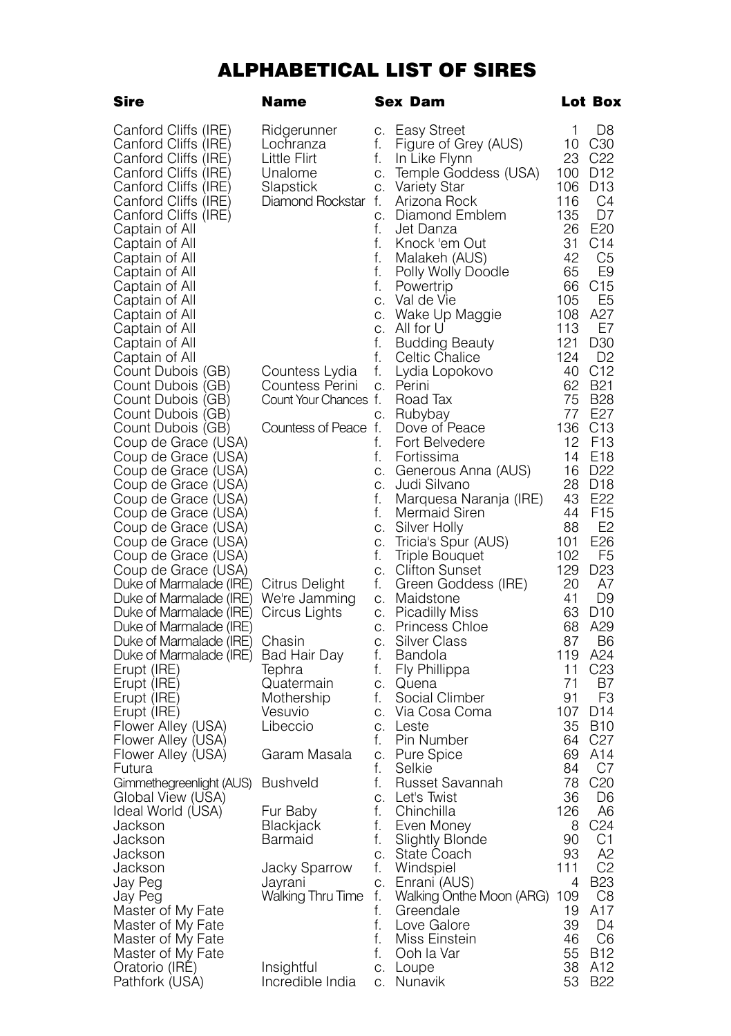# ALPHABETICAL LIST OF SIRES

| Sire | Name | Sex | Dam | Lot | Box |
|---|---|---|---|---|---|
| Canford Cliffs (IRE) | Ridgerunner | c. | Easy Street | 1 | D8 |
| Canford Cliffs (IRE) | Lochranza | f. | Figure of Grey (AUS) | 10 | C30 |
| Canford Cliffs (IRE) | Little Flirt | f. | In Like Flynn | 23 | C22 |
| Canford Cliffs (IRE) | Unalome | c. | Temple Goddess (USA) | 100 | D12 |
| Canford Cliffs (IRE) | Slapstick | c. | Variety Star | 106 | D13 |
| Canford Cliffs (IRE) | Diamond Rockstar | f. | Arizona Rock | 116 | C4 |
| Canford Cliffs (IRE) | | c. | Diamond Emblem | 135 | D7 |
| Captain of All | | f. | Jet Danza | 26 | E20 |
| Captain of All | | f. | Knock 'em Out | 31 | C14 |
| Captain of All | | f. | Malakeh (AUS) | 42 | C5 |
| Captain of All | | f. | Polly Wolly Doodle | 65 | E9 |
| Captain of All | | f. | Powertrip | 66 | C15 |
| Captain of All | | c. | Val de Vie | 105 | E5 |
| Captain of All | | c. | Wake Up Maggie | 108 | A27 |
| Captain of All | | c. | All for U | 113 | E7 |
| Captain of All | | f. | Budding Beauty | 121 | D30 |
| Captain of All | | f. | Celtic Chalice | 124 | D2 |
| Count Dubois (GB) | Countess Lydia | f. | Lydia Lopokovo | 40 | C12 |
| Count Dubois (GB) | Countess Perini | c. | Perini | 62 | B21 |
| Count Dubois (GB) | Count Your Chances | f. | Road Tax | 75 | B28 |
| Count Dubois (GB) | | c. | Rubybay | 77 | E27 |
| Count Dubois (GB) | Countess of Peace | f. | Dove of Peace | 136 | C13 |
| Coup de Grace (USA) | | f. | Fort Belvedere | 12 | F13 |
| Coup de Grace (USA) | | f. | Fortissima | 14 | E18 |
| Coup de Grace (USA) | | c. | Generous Anna (AUS) | 16 | D22 |
| Coup de Grace (USA) | | c. | Judi Silvano | 28 | D18 |
| Coup de Grace (USA) | | f. | Marquesa Naranja (IRE) | 43 | E22 |
| Coup de Grace (USA) | | f. | Mermaid Siren | 44 | F15 |
| Coup de Grace (USA) | | c. | Silver Holly | 88 | E2 |
| Coup de Grace (USA) | | c. | Tricia's Spur (AUS) | 101 | E26 |
| Coup de Grace (USA) | | f. | Triple Bouquet | 102 | F5 |
| Coup de Grace (USA) | | c. | Clifton Sunset | 129 | D23 |
| Duke of Marmalade (IRE) | Citrus Delight | f. | Green Goddess (IRE) | 20 | A7 |
| Duke of Marmalade (IRE) | We're Jamming | c. | Maidstone | 41 | D9 |
| Duke of Marmalade (IRE) | Circus Lights | c. | Picadilly Miss | 63 | D10 |
| Duke of Marmalade (IRE) | | c. | Princess Chloe | 68 | A29 |
| Duke of Marmalade (IRE) | Chasin | c. | Silver Class | 87 | B6 |
| Duke of Marmalade (IRE) | Bad Hair Day | f. | Bandola | 119 | A24 |
| Erupt (IRE) | Tephra | f. | Fly Phillippa | 11 | C23 |
| Erupt (IRE) | Quatermain | c. | Quena | 71 | B7 |
| Erupt (IRE) | Mothership | f. | Social Climber | 91 | F3 |
| Erupt (IRE) | Vesuvio | c. | Via Cosa Coma | 107 | D14 |
| Flower Alley (USA) | Libeccio | c. | Leste | 35 | B10 |
| Flower Alley (USA) | | f. | Pin Number | 64 | C27 |
| Flower Alley (USA) | Garam Masala | c. | Pure Spice | 69 | A14 |
| Futura | | f. | Selkie | 84 | C7 |
| Gimmethegreenlight (AUS) | Bushveld | f. | Russet Savannah | 78 | C20 |
| Global View (USA) | | c. | Let's Twist | 36 | D6 |
| Ideal World (USA) | Fur Baby | f. | Chinchilla | 126 | A6 |
| Jackson | Blackjack | f. | Even Money | 8 | C24 |
| Jackson | Barmaid | f. | Slightly Blonde | 90 | C1 |
| Jackson | | c. | State Coach | 93 | A2 |
| Jackson | Jacky Sparrow | f. | Windspiel | 111 | C2 |
| Jay Peg | Jayrani | c. | Enrani (AUS) | 4 | B23 |
| Jay Peg | Walking Thru Time | f. | Walking Onthe Moon (ARG) | 109 | C8 |
| Master of My Fate | | f. | Greendale | 19 | A17 |
| Master of My Fate | | f. | Love Galore | 39 | D4 |
| Master of My Fate | | f. | Miss Einstein | 46 | C6 |
| Master of My Fate | | f. | Ooh la Var | 55 | B12 |
| Oratorio (IRE) | Insightful | c. | Loupe | 38 | A12 |
| Pathfork (USA) | Incredible India | c. | Nunavik | 53 | B22 |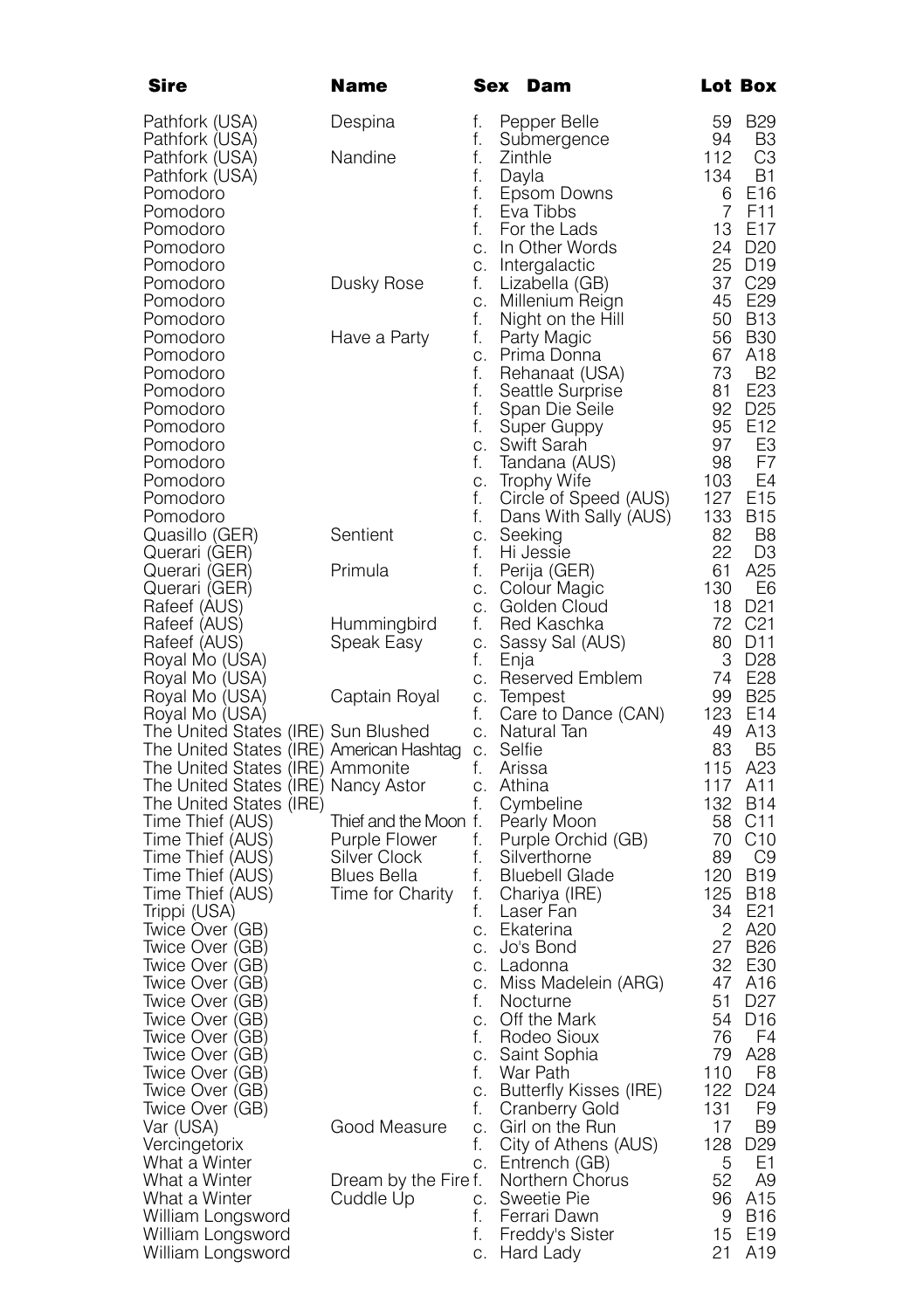| Sire | Name | Sex | Dam | Lot | Box |
|---|---|---|---|---|---|
| Pathfork (USA) | Despina | f. | Pepper Belle | 59 | B29 |
| Pathfork (USA) | | f. | Submergence | 94 | B3 |
| Pathfork (USA) | Nandine | f. | Zinthle | 112 | C3 |
| Pathfork (USA) | | f. | Dayla | 134 | B1 |
| Pomodoro | | f. | Epsom Downs | 6 | E16 |
| Pomodoro | | f. | Eva Tibbs | 7 | F11 |
| Pomodoro | | f. | For the Lads | 13 | E17 |
| Pomodoro | | c. | In Other Words | 24 | D20 |
| Pomodoro | | c. | Intergalactic | 25 | D19 |
| Pomodoro | Dusky Rose | f. | Lizabella (GB) | 37 | C29 |
| Pomodoro | | c. | Millenium Reign | 45 | E29 |
| Pomodoro | | f. | Night on the Hill | 50 | B13 |
| Pomodoro | Have a Party | f. | Party Magic | 56 | B30 |
| Pomodoro | | c. | Prima Donna | 67 | A18 |
| Pomodoro | | f. | Rehanaat (USA) | 73 | B2 |
| Pomodoro | | f. | Seattle Surprise | 81 | E23 |
| Pomodoro | | f. | Span Die Seile | 92 | D25 |
| Pomodoro | | f. | Super Guppy | 95 | E12 |
| Pomodoro | | c. | Swift Sarah | 97 | E3 |
| Pomodoro | | f. | Tandana (AUS) | 98 | F7 |
| Pomodoro | | c. | Trophy Wife | 103 | E4 |
| Pomodoro | | f. | Circle of Speed (AUS) | 127 | E15 |
| Pomodoro | | f. | Dans With Sally (AUS) | 133 | B15 |
| Quasillo (GER) | Sentient | c. | Seeking | 82 | B8 |
| Querari (GER) | | f. | Hi Jessie | 22 | D3 |
| Querari (GER) | Primula | f. | Perija (GER) | 61 | A25 |
| Querari (GER) | | c. | Colour Magic | 130 | E6 |
| Rafeef (AUS) | | c. | Golden Cloud | 18 | D21 |
| Rafeef (AUS) | Hummingbird | f. | Red Kaschka | 72 | C21 |
| Rafeef (AUS) | Speak Easy | c. | Sassy Sal (AUS) | 80 | D11 |
| Royal Mo (USA) | | f. | Enja | 3 | D28 |
| Royal Mo (USA) | | c. | Reserved Emblem | 74 | E28 |
| Royal Mo (USA) | Captain Royal | c. | Tempest | 99 | B25 |
| Royal Mo (USA) | | f. | Care to Dance (CAN) | 123 | E14 |
| The United States (IRE) | Sun Blushed | c. | Natural Tan | 49 | A13 |
| The United States (IRE) | American Hashtag | c. | Selfie | 83 | B5 |
| The United States (IRE) | Ammonite | f. | Arissa | 115 | A23 |
| The United States (IRE) | Nancy Astor | c. | Athina | 117 | A11 |
| The United States (IRE) | | f. | Cymbeline | 132 | B14 |
| Time Thief (AUS) | Thief and the Moon | f. | Pearly Moon | 58 | C11 |
| Time Thief (AUS) | Purple Flower | f. | Purple Orchid (GB) | 70 | C10 |
| Time Thief (AUS) | Silver Clock | f. | Silverthorne | 89 | C9 |
| Time Thief (AUS) | Blues Bella | f. | Bluebell Glade | 120 | B19 |
| Time Thief (AUS) | Time for Charity | f. | Chariya (IRE) | 125 | B18 |
| Trippi (USA) | | f. | Laser Fan | 34 | E21 |
| Twice Over (GB) | | c. | Ekaterina | 2 | A20 |
| Twice Over (GB) | | c. | Jo's Bond | 27 | B26 |
| Twice Over (GB) | | c. | Ladonna | 32 | E30 |
| Twice Over (GB) | | c. | Miss Madelein (ARG) | 47 | A16 |
| Twice Over (GB) | | f. | Nocturne | 51 | D27 |
| Twice Over (GB) | | c. | Off the Mark | 54 | D16 |
| Twice Over (GB) | | f. | Rodeo Sioux | 76 | F4 |
| Twice Over (GB) | | c. | Saint Sophia | 79 | A28 |
| Twice Over (GB) | | f. | War Path | 110 | F8 |
| Twice Over (GB) | | c. | Butterfly Kisses (IRE) | 122 | D24 |
| Twice Over (GB) | | f. | Cranberry Gold | 131 | F9 |
| Var (USA) | Good Measure | c. | Girl on the Run | 17 | B9 |
| Vercingetorix | | f. | City of Athens (AUS) | 128 | D29 |
| What a Winter | | c. | Entrench (GB) | 5 | E1 |
| What a Winter | Dream by the Fire | f. | Northern Chorus | 52 | A9 |
| What a Winter | Cuddle Up | c. | Sweetie Pie | 96 | A15 |
| William Longsword | | f. | Ferrari Dawn | 9 | B16 |
| William Longsword | | f. | Freddy's Sister | 15 | E19 |
| William Longsword | | c. | Hard Lady | 21 | A19 |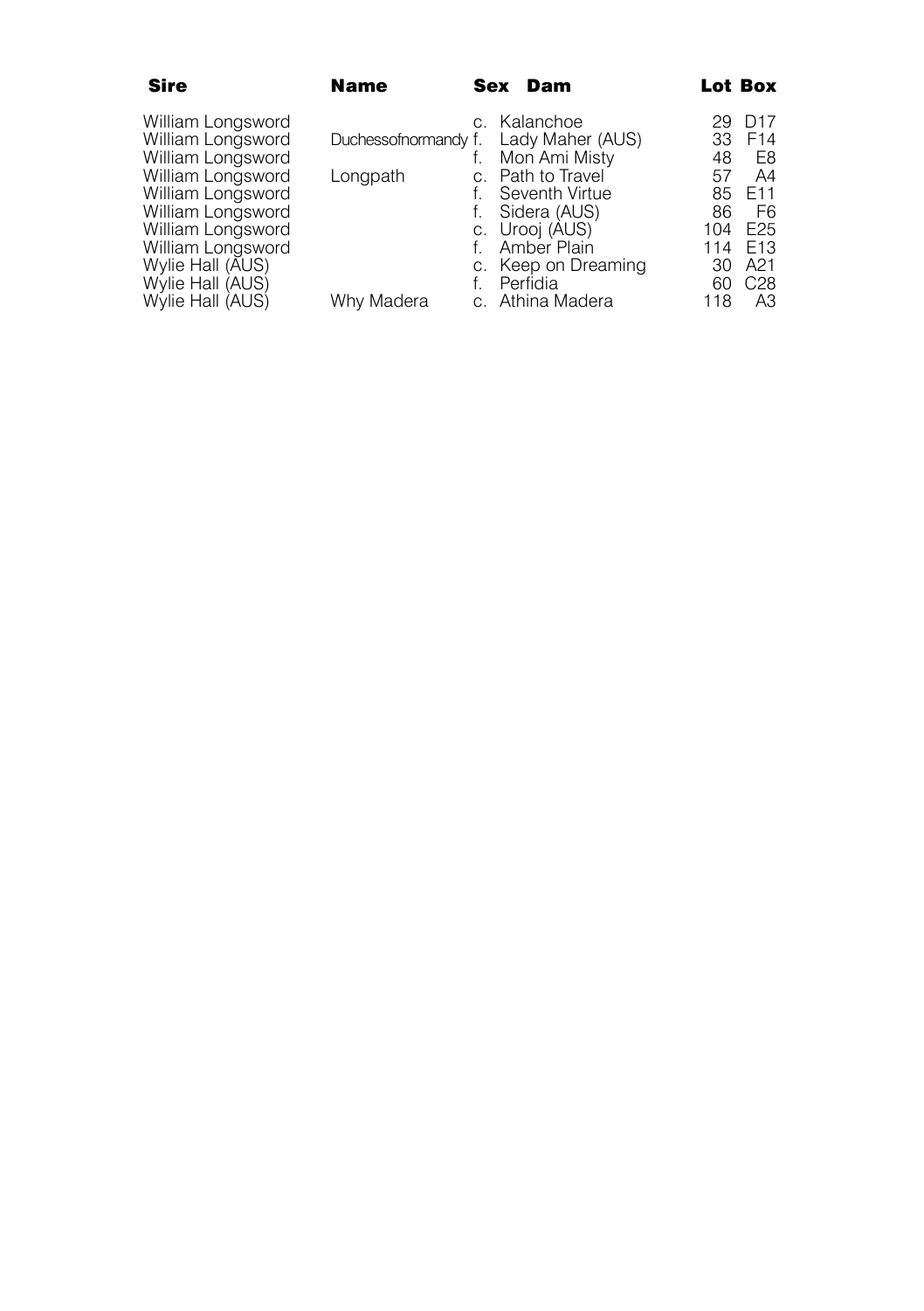| Sire | Name | Sex | Dam | Lot | Box |
|---|---|---|---|---|---|
| William Longsword | | c. | Kalanchoe | 29 | D17 |
| William Longsword | Duchessofnormandy | f. | Lady Maher (AUS) | 33 | F14 |
| William Longsword | | f. | Mon Ami Misty | 48 | E8 |
| William Longsword | Longpath | c. | Path to Travel | 57 | A4 |
| William Longsword | | f. | Seventh Virtue | 85 | E11 |
| William Longsword | | f. | Sidera (AUS) | 86 | F6 |
| William Longsword | | c. | Urooj (AUS) | 104 | E25 |
| William Longsword | | f. | Amber Plain | 114 | E13 |
| Wylie Hall (AUS) | | c. | Keep on Dreaming | 30 | A21 |
| Wylie Hall (AUS) | | f. | Perfidia | 60 | C28 |
| Wylie Hall (AUS) | Why Madera | c. | Athina Madera | 118 | A3 |